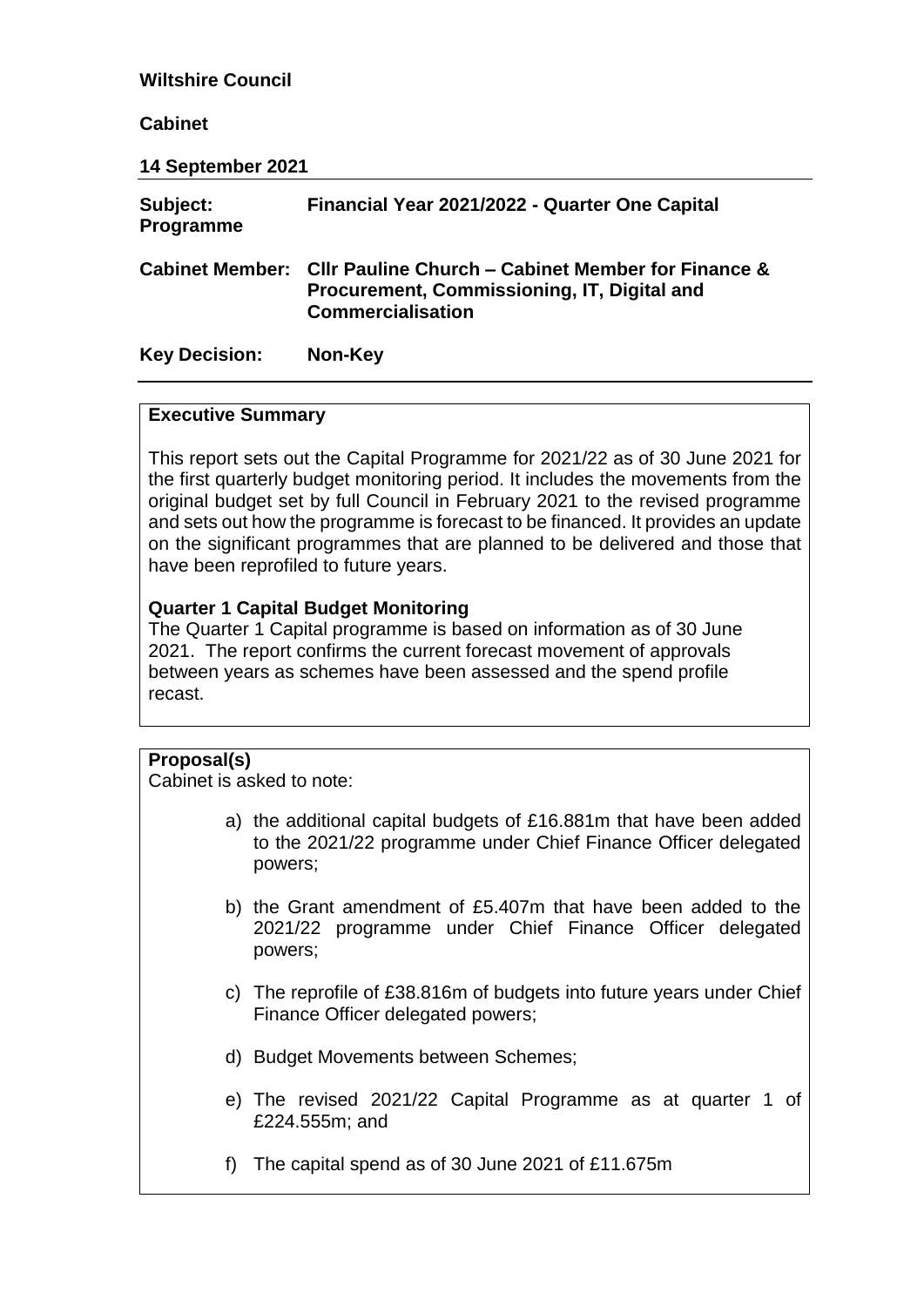**Wiltshire Council**

**Cabinet**

**14 September 2021**

| | |
|---|---|
| **Subject:** | **Financial Year 2021/2022 - Quarter One Capital Programme** |
| **Cabinet Member:** | **Cllr Pauline Church – Cabinet Member for Finance & Procurement, Commissioning, IT, Digital and Commercialisation** |
| **Key Decision:** | **Non-Key** |

## Executive Summary

This report sets out the Capital Programme for 2021/22 as of 30 June 2021 for the first quarterly budget monitoring period. It includes the movements from the original budget set by full Council in February 2021 to the revised programme and sets out how the programme is forecast to be financed. It provides an update on the significant programmes that are planned to be delivered and those that have been reprofiled to future years.

**Quarter 1 Capital Budget Monitoring**

The Quarter 1 Capital programme is based on information as of 30 June 2021. The report confirms the current forecast movement of approvals between years as schemes have been assessed and the spend profile recast.

## Proposal(s)

Cabinet is asked to note:

a) the additional capital budgets of £16.881m that have been added to the 2021/22 programme under Chief Finance Officer delegated powers;

b) the Grant amendment of £5.407m that have been added to the 2021/22 programme under Chief Finance Officer delegated powers;

c) The reprofile of £38.816m of budgets into future years under Chief Finance Officer delegated powers;

d) Budget Movements between Schemes;

e) The revised 2021/22 Capital Programme as at quarter 1 of £224.555m; and

f) The capital spend as of 30 June 2021 of £11.675m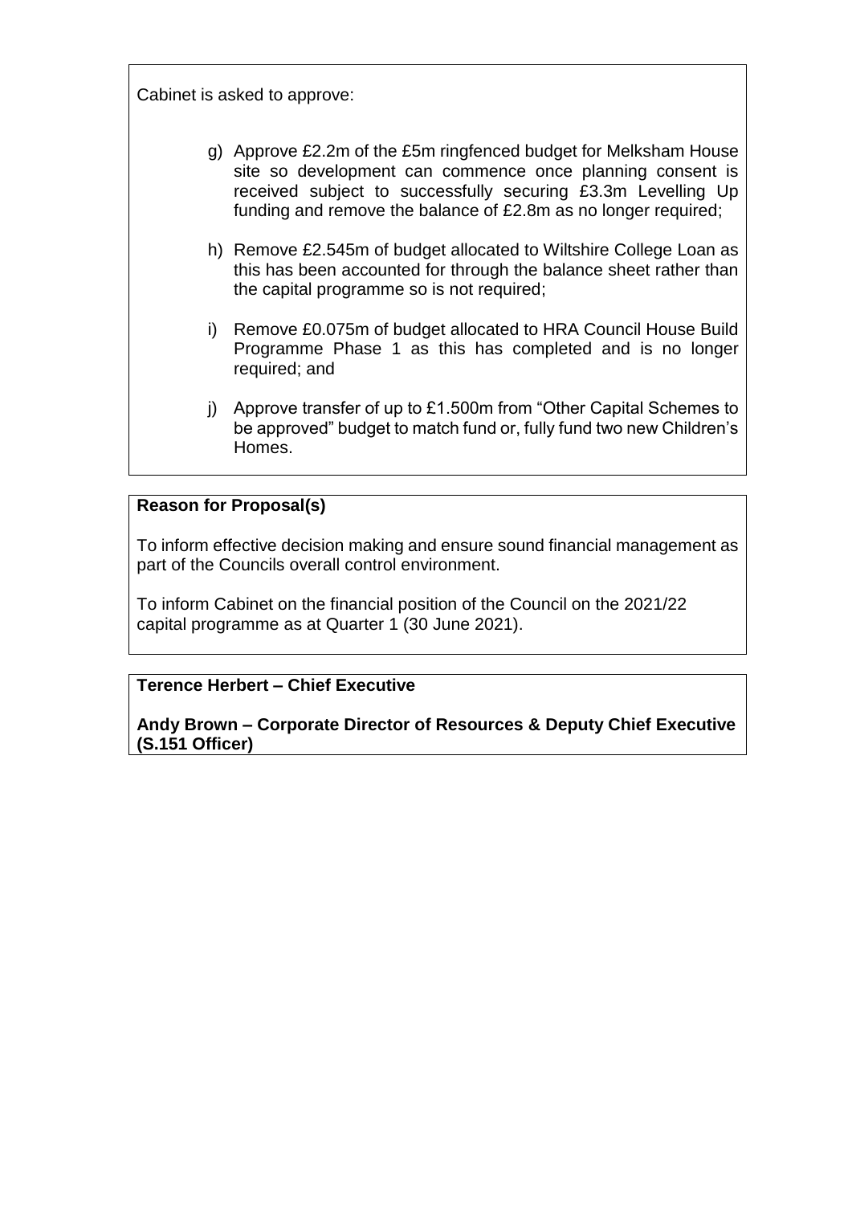Cabinet is asked to approve:

g) Approve £2.2m of the £5m ringfenced budget for Melksham House site so development can commence once planning consent is received subject to successfully securing £3.3m Levelling Up funding and remove the balance of £2.8m as no longer required;

h) Remove £2.545m of budget allocated to Wiltshire College Loan as this has been accounted for through the balance sheet rather than the capital programme so is not required;

i) Remove £0.075m of budget allocated to HRA Council House Build Programme Phase 1 as this has completed and is no longer required; and

j) Approve transfer of up to £1.500m from "Other Capital Schemes to be approved" budget to match fund or, fully fund two new Children's Homes.

**Reason for Proposal(s)**

To inform effective decision making and ensure sound financial management as part of the Councils overall control environment.

To inform Cabinet on the financial position of the Council on the 2021/22 capital programme as at Quarter 1 (30 June 2021).

**Terence Herbert – Chief Executive**

**Andy Brown – Corporate Director of Resources & Deputy Chief Executive (S.151 Officer)**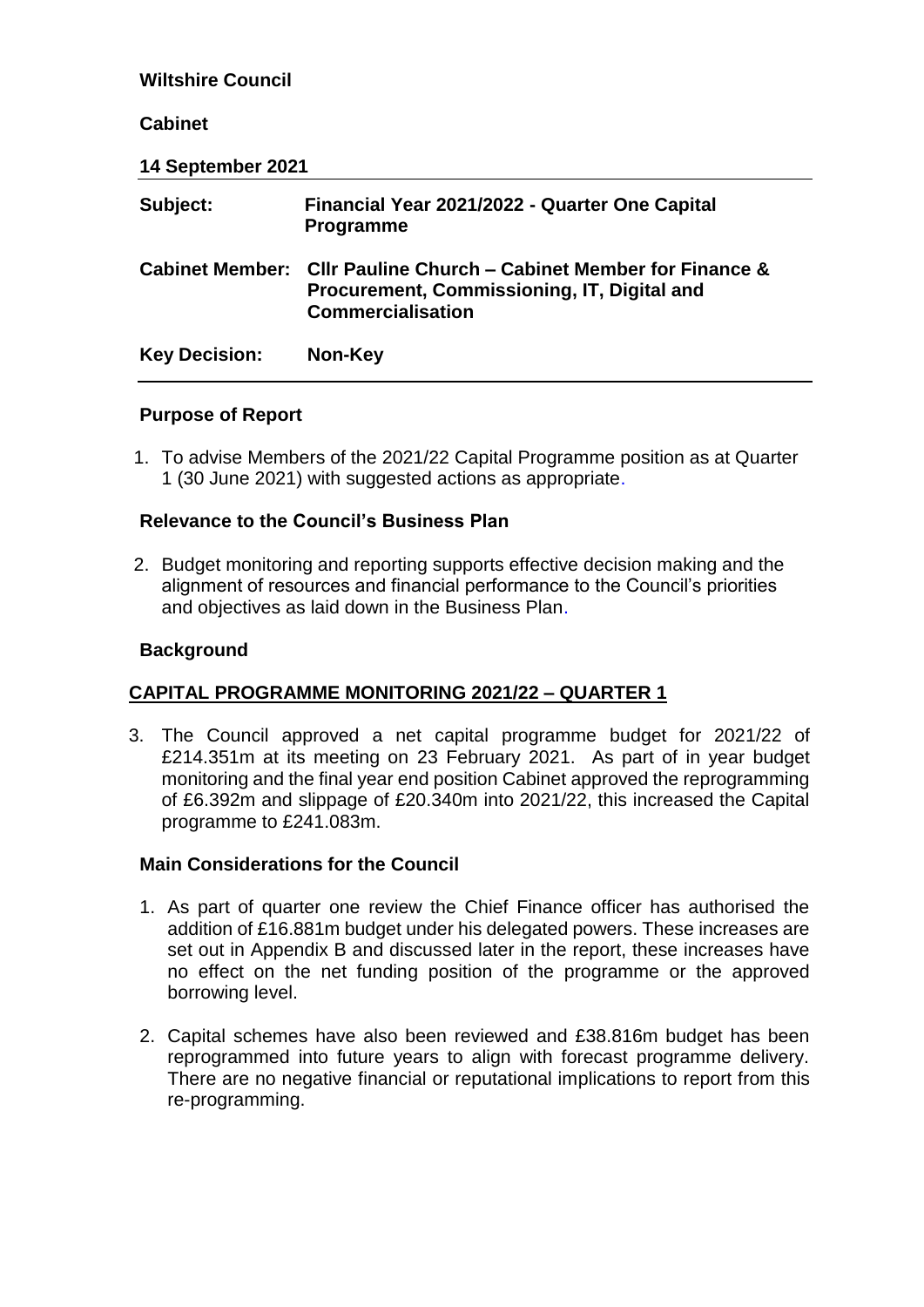**Wiltshire Council**

**Cabinet**

**14 September 2021**

| | |
|---|---|
| **Subject:** | **Financial Year 2021/2022 - Quarter One Capital Programme** |
| **Cabinet Member:** | **Cllr Pauline Church – Cabinet Member for Finance & Procurement, Commissioning, IT, Digital and Commercialisation** |
| **Key Decision:** | **Non-Key** |

## Purpose of Report

1. To advise Members of the 2021/22 Capital Programme position as at Quarter 1 (30 June 2021) with suggested actions as appropriate.

## Relevance to the Council's Business Plan

2. Budget monitoring and reporting supports effective decision making and the alignment of resources and financial performance to the Council's priorities and objectives as laid down in the Business Plan.

## Background

## CAPITAL PROGRAMME MONITORING 2021/22 – QUARTER 1

3. The Council approved a net capital programme budget for 2021/22 of £214.351m at its meeting on 23 February 2021. As part of in year budget monitoring and the final year end position Cabinet approved the reprogramming of £6.392m and slippage of £20.340m into 2021/22, this increased the Capital programme to £241.083m.

## Main Considerations for the Council

1. As part of quarter one review the Chief Finance officer has authorised the addition of £16.881m budget under his delegated powers. These increases are set out in Appendix B and discussed later in the report, these increases have no effect on the net funding position of the programme or the approved borrowing level.

2. Capital schemes have also been reviewed and £38.816m budget has been reprogrammed into future years to align with forecast programme delivery. There are no negative financial or reputational implications to report from this re-programming.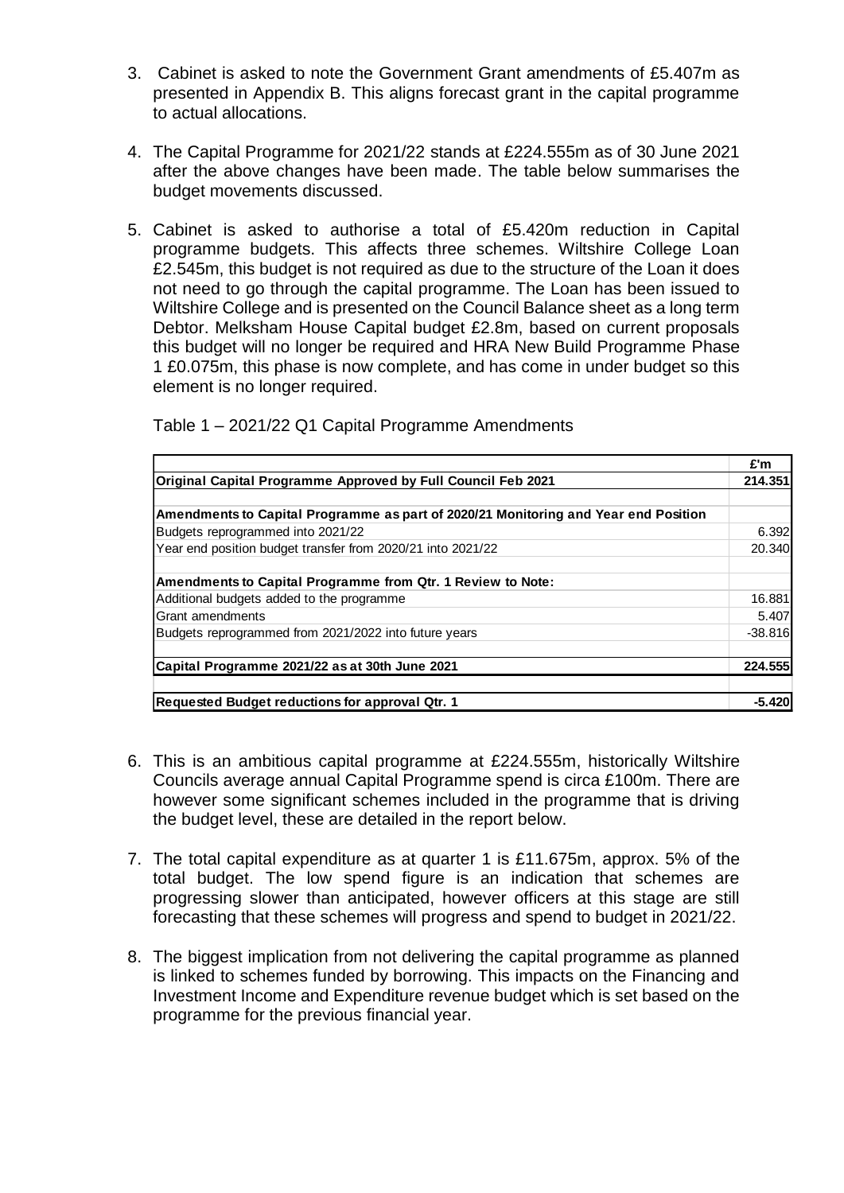3. Cabinet is asked to note the Government Grant amendments of £5.407m as presented in Appendix B. This aligns forecast grant in the capital programme to actual allocations.

4. The Capital Programme for 2021/22 stands at £224.555m as of 30 June 2021 after the above changes have been made. The table below summarises the budget movements discussed.

5. Cabinet is asked to authorise a total of £5.420m reduction in Capital programme budgets. This affects three schemes. Wiltshire College Loan £2.545m, this budget is not required as due to the structure of the Loan it does not need to go through the capital programme. The Loan has been issued to Wiltshire College and is presented on the Council Balance sheet as a long term Debtor. Melksham House Capital budget £2.8m, based on current proposals this budget will no longer be required and HRA New Build Programme Phase 1 £0.075m, this phase is now complete, and has come in under budget so this element is no longer required.

Table 1 – 2021/22 Q1 Capital Programme Amendments

| | £'m |
|---|---|
| **Original Capital Programme Approved by Full Council Feb 2021** | **214.351** |
| | |
| **Amendments to Capital Programme as part of 2020/21 Monitoring and Year end Position** | |
| Budgets reprogrammed into 2021/22 | 6.392 |
| Year end position budget transfer from 2020/21 into 2021/22 | 20.340 |
| | |
| **Amendments to Capital Programme from Qtr. 1 Review to Note:** | |
| Additional budgets added to the programme | 16.881 |
| Grant amendments | 5.407 |
| Budgets reprogrammed from 2021/2022 into future years | -38.816 |
| | |
| **Capital Programme 2021/22 as at 30th June 2021** | **224.555** |
| | |
| **Requested Budget reductions for approval Qtr. 1** | **-5.420** |

6. This is an ambitious capital programme at £224.555m, historically Wiltshire Councils average annual Capital Programme spend is circa £100m. There are however some significant schemes included in the programme that is driving the budget level, these are detailed in the report below.

7. The total capital expenditure as at quarter 1 is £11.675m, approx. 5% of the total budget. The low spend figure is an indication that schemes are progressing slower than anticipated, however officers at this stage are still forecasting that these schemes will progress and spend to budget in 2021/22.

8. The biggest implication from not delivering the capital programme as planned is linked to schemes funded by borrowing. This impacts on the Financing and Investment Income and Expenditure revenue budget which is set based on the programme for the previous financial year.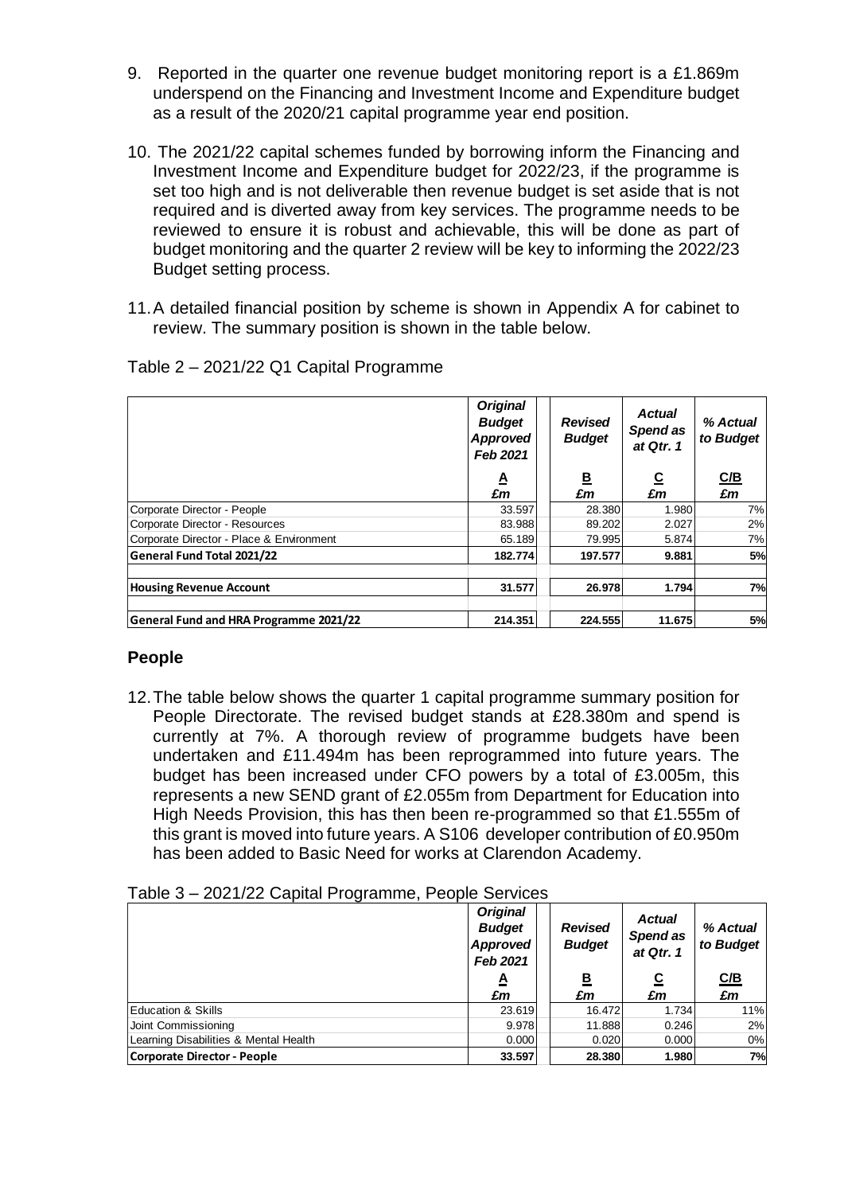9. Reported in the quarter one revenue budget monitoring report is a £1.869m underspend on the Financing and Investment Income and Expenditure budget as a result of the 2020/21 capital programme year end position.

10. The 2021/22 capital schemes funded by borrowing inform the Financing and Investment Income and Expenditure budget for 2022/23, if the programme is set too high and is not deliverable then revenue budget is set aside that is not required and is diverted away from key services. The programme needs to be reviewed to ensure it is robust and achievable, this will be done as part of budget monitoring and the quarter 2 review will be key to informing the 2022/23 Budget setting process.

11. A detailed financial position by scheme is shown in Appendix A for cabinet to review. The summary position is shown in the table below.

Table 2 – 2021/22 Q1 Capital Programme

| | *Original Budget Approved Feb 2021* | *Revised Budget* | *Actual Spend as at Qtr. 1* | *% Actual to Budget* |
|---|---|---|---|---|
| | A<br>£m | B<br>£m | C<br>£m | C/B<br>£m |
| Corporate Director - People | 33.597 | 28.380 | 1.980 | 7% |
| Corporate Director - Resources | 83.988 | 89.202 | 2.027 | 2% |
| Corporate Director - Place & Environment | 65.189 | 79.995 | 5.874 | 7% |
| **General Fund Total 2021/22** | **182.774** | **197.577** | **9.881** | **5%** |
| **Housing Revenue Account** | **31.577** | **26.978** | **1.794** | **7%** |
| **General Fund and HRA Programme 2021/22** | **214.351** | **224.555** | **11.675** | **5%** |

## People

12. The table below shows the quarter 1 capital programme summary position for People Directorate. The revised budget stands at £28.380m and spend is currently at 7%. A thorough review of programme budgets have been undertaken and £11.494m has been reprogrammed into future years. The budget has been increased under CFO powers by a total of £3.005m, this represents a new SEND grant of £2.055m from Department for Education into High Needs Provision, this has then been re-programmed so that £1.555m of this grant is moved into future years. A S106 developer contribution of £0.950m has been added to Basic Need for works at Clarendon Academy.

Table 3 – 2021/22 Capital Programme, People Services

| | *Original Budget Approved Feb 2021* | *Revised Budget* | *Actual Spend as at Qtr. 1* | *% Actual to Budget* |
|---|---|---|---|---|
| | A<br>£m | B<br>£m | C<br>£m | C/B<br>£m |
| Education & Skills | 23.619 | 16.472 | 1.734 | 11% |
| Joint Commissioning | 9.978 | 11.888 | 0.246 | 2% |
| Learning Disabilities & Mental Health | 0.000 | 0.020 | 0.000 | 0% |
| **Corporate Director - People** | **33.597** | **28.380** | **1.980** | **7%** |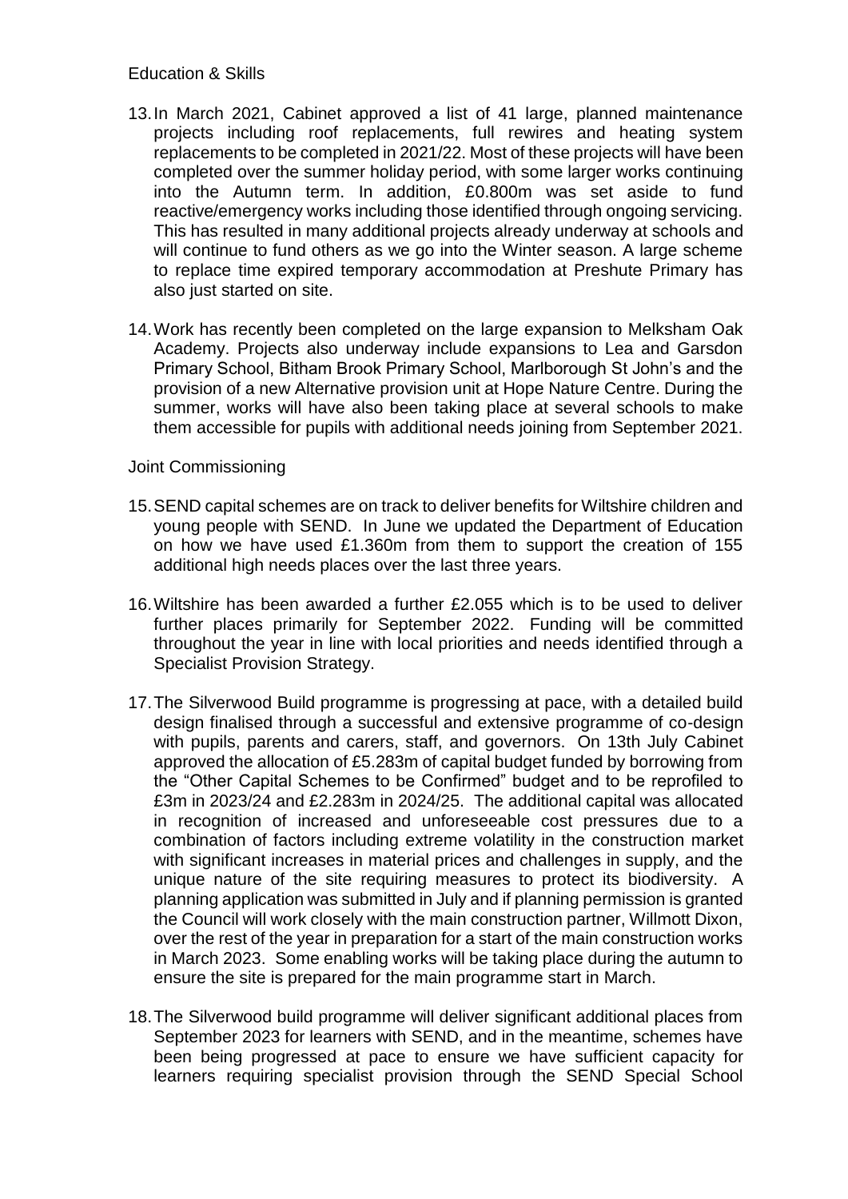Education & Skills

13. In March 2021, Cabinet approved a list of 41 large, planned maintenance projects including roof replacements, full rewires and heating system replacements to be completed in 2021/22. Most of these projects will have been completed over the summer holiday period, with some larger works continuing into the Autumn term. In addition, £0.800m was set aside to fund reactive/emergency works including those identified through ongoing servicing. This has resulted in many additional projects already underway at schools and will continue to fund others as we go into the Winter season. A large scheme to replace time expired temporary accommodation at Preshute Primary has also just started on site.

14. Work has recently been completed on the large expansion to Melksham Oak Academy. Projects also underway include expansions to Lea and Garsdon Primary School, Bitham Brook Primary School, Marlborough St John's and the provision of a new Alternative provision unit at Hope Nature Centre. During the summer, works will have also been taking place at several schools to make them accessible for pupils with additional needs joining from September 2021.

Joint Commissioning

15. SEND capital schemes are on track to deliver benefits for Wiltshire children and young people with SEND. In June we updated the Department of Education on how we have used £1.360m from them to support the creation of 155 additional high needs places over the last three years.

16. Wiltshire has been awarded a further £2.055 which is to be used to deliver further places primarily for September 2022. Funding will be committed throughout the year in line with local priorities and needs identified through a Specialist Provision Strategy.

17. The Silverwood Build programme is progressing at pace, with a detailed build design finalised through a successful and extensive programme of co-design with pupils, parents and carers, staff, and governors. On 13th July Cabinet approved the allocation of £5.283m of capital budget funded by borrowing from the "Other Capital Schemes to be Confirmed" budget and to be reprofiled to £3m in 2023/24 and £2.283m in 2024/25. The additional capital was allocated in recognition of increased and unforeseeable cost pressures due to a combination of factors including extreme volatility in the construction market with significant increases in material prices and challenges in supply, and the unique nature of the site requiring measures to protect its biodiversity. A planning application was submitted in July and if planning permission is granted the Council will work closely with the main construction partner, Willmott Dixon, over the rest of the year in preparation for a start of the main construction works in March 2023. Some enabling works will be taking place during the autumn to ensure the site is prepared for the main programme start in March.

18. The Silverwood build programme will deliver significant additional places from September 2023 for learners with SEND, and in the meantime, schemes have been being progressed at pace to ensure we have sufficient capacity for learners requiring specialist provision through the SEND Special School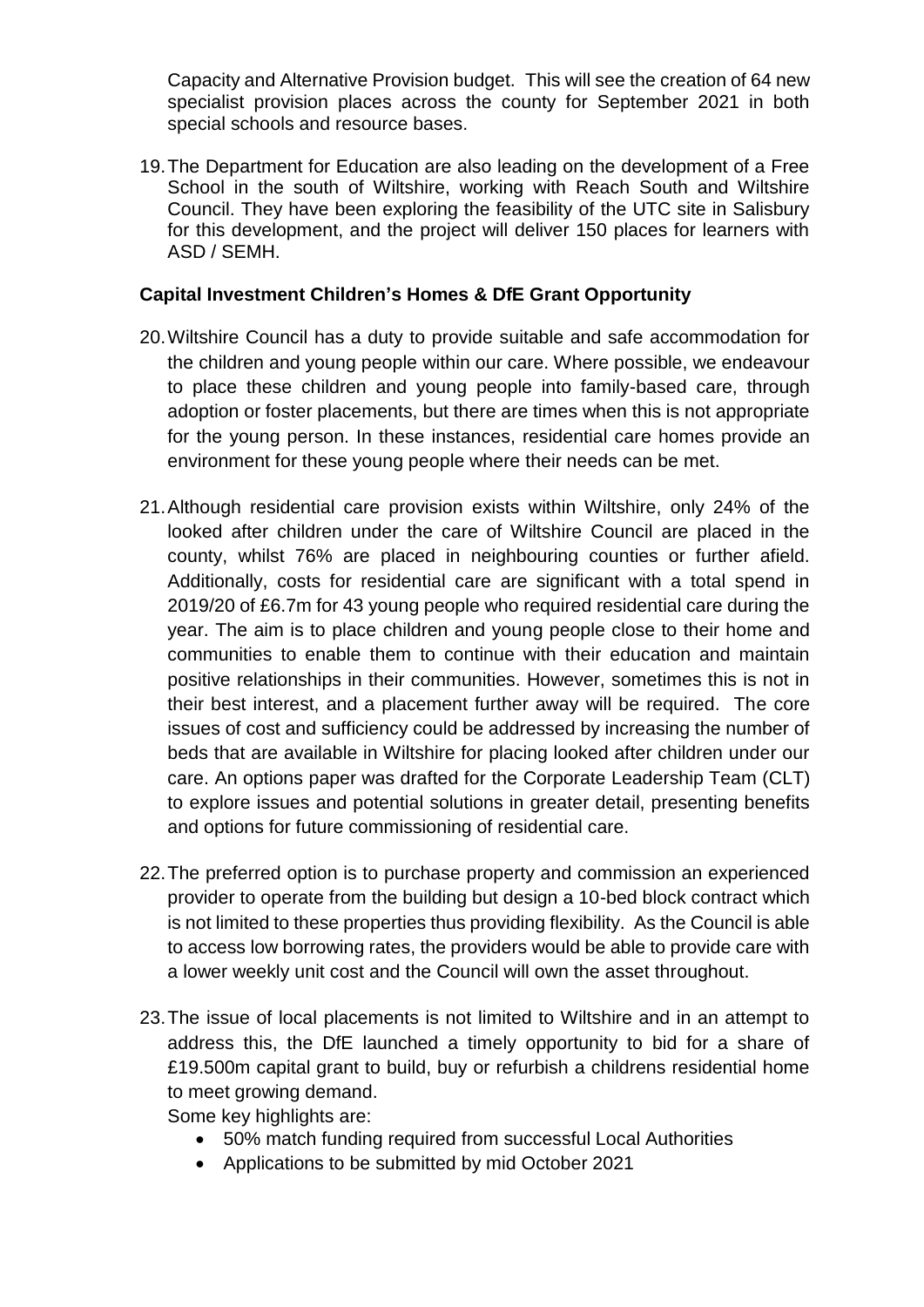Capacity and Alternative Provision budget. This will see the creation of 64 new specialist provision places across the county for September 2021 in both special schools and resource bases.

19. The Department for Education are also leading on the development of a Free School in the south of Wiltshire, working with Reach South and Wiltshire Council. They have been exploring the feasibility of the UTC site in Salisbury for this development, and the project will deliver 150 places for learners with ASD / SEMH.

**Capital Investment Children's Homes & DfE Grant Opportunity**

20. Wiltshire Council has a duty to provide suitable and safe accommodation for the children and young people within our care. Where possible, we endeavour to place these children and young people into family-based care, through adoption or foster placements, but there are times when this is not appropriate for the young person. In these instances, residential care homes provide an environment for these young people where their needs can be met.

21. Although residential care provision exists within Wiltshire, only 24% of the looked after children under the care of Wiltshire Council are placed in the county, whilst 76% are placed in neighbouring counties or further afield. Additionally, costs for residential care are significant with a total spend in 2019/20 of £6.7m for 43 young people who required residential care during the year. The aim is to place children and young people close to their home and communities to enable them to continue with their education and maintain positive relationships in their communities. However, sometimes this is not in their best interest, and a placement further away will be required. The core issues of cost and sufficiency could be addressed by increasing the number of beds that are available in Wiltshire for placing looked after children under our care. An options paper was drafted for the Corporate Leadership Team (CLT) to explore issues and potential solutions in greater detail, presenting benefits and options for future commissioning of residential care.

22. The preferred option is to purchase property and commission an experienced provider to operate from the building but design a 10-bed block contract which is not limited to these properties thus providing flexibility. As the Council is able to access low borrowing rates, the providers would be able to provide care with a lower weekly unit cost and the Council will own the asset throughout.

23. The issue of local placements is not limited to Wiltshire and in an attempt to address this, the DfE launched a timely opportunity to bid for a share of £19.500m capital grant to build, buy or refurbish a childrens residential home to meet growing demand.
Some key highlights are:
    - 50% match funding required from successful Local Authorities
    - Applications to be submitted by mid October 2021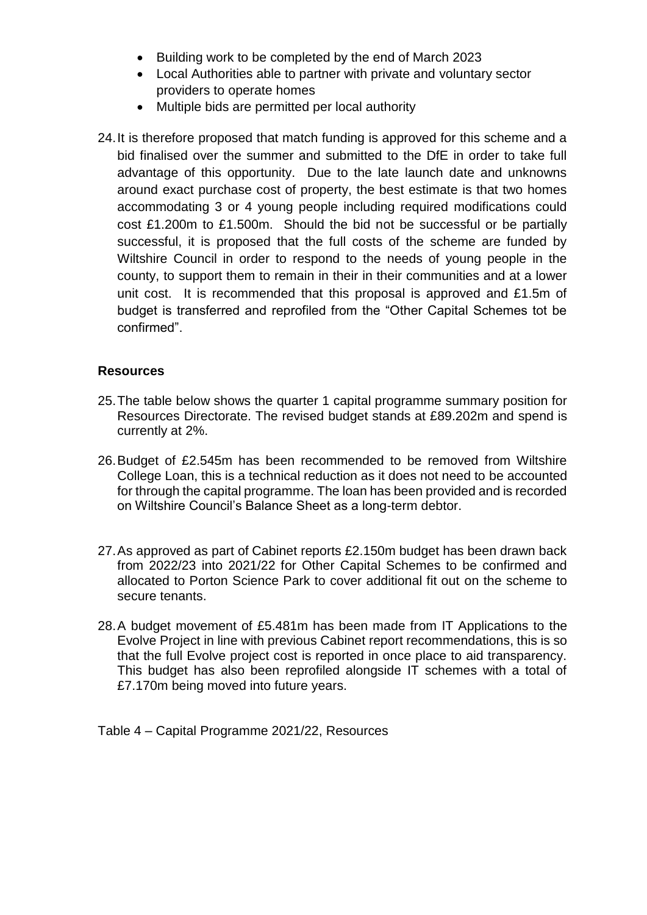- Building work to be completed by the end of March 2023
- Local Authorities able to partner with private and voluntary sector providers to operate homes
- Multiple bids are permitted per local authority

24. It is therefore proposed that match funding is approved for this scheme and a bid finalised over the summer and submitted to the DfE in order to take full advantage of this opportunity. Due to the late launch date and unknowns around exact purchase cost of property, the best estimate is that two homes accommodating 3 or 4 young people including required modifications could cost £1.200m to £1.500m. Should the bid not be successful or be partially successful, it is proposed that the full costs of the scheme are funded by Wiltshire Council in order to respond to the needs of young people in the county, to support them to remain in their in their communities and at a lower unit cost. It is recommended that this proposal is approved and £1.5m of budget is transferred and reprofiled from the "Other Capital Schemes tot be confirmed".

**Resources**

25. The table below shows the quarter 1 capital programme summary position for Resources Directorate. The revised budget stands at £89.202m and spend is currently at 2%.

26. Budget of £2.545m has been recommended to be removed from Wiltshire College Loan, this is a technical reduction as it does not need to be accounted for through the capital programme. The loan has been provided and is recorded on Wiltshire Council's Balance Sheet as a long-term debtor.

27. As approved as part of Cabinet reports £2.150m budget has been drawn back from 2022/23 into 2021/22 for Other Capital Schemes to be confirmed and allocated to Porton Science Park to cover additional fit out on the scheme to secure tenants.

28. A budget movement of £5.481m has been made from IT Applications to the Evolve Project in line with previous Cabinet report recommendations, this is so that the full Evolve project cost is reported in once place to aid transparency. This budget has also been reprofiled alongside IT schemes with a total of £7.170m being moved into future years.

Table 4 – Capital Programme 2021/22, Resources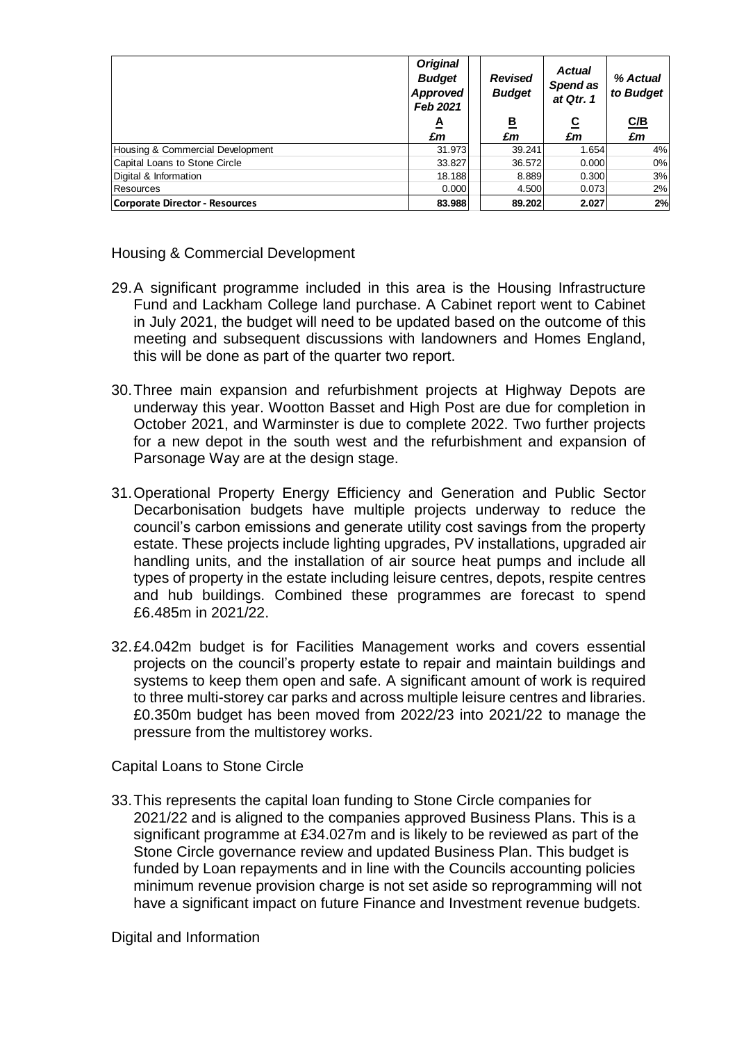| | *Original Budget Approved Feb 2021* | *Revised Budget* | *Actual Spend as at Qtr. 1* | *% Actual to Budget* |
|---|---|---|---|---|
| | A | B | C | C/B |
| | £m | £m | £m | £m |
| Housing & Commercial Development | 31.973 | 39.241 | 1.654 | 4% |
| Capital Loans to Stone Circle | 33.827 | 36.572 | 0.000 | 0% |
| Digital & Information | 18.188 | 8.889 | 0.300 | 3% |
| Resources | 0.000 | 4.500 | 0.073 | 2% |
| **Corporate Director - Resources** | **83.988** | **89.202** | **2.027** | **2%** |

Housing & Commercial Development

29. A significant programme included in this area is the Housing Infrastructure Fund and Lackham College land purchase. A Cabinet report went to Cabinet in July 2021, the budget will need to be updated based on the outcome of this meeting and subsequent discussions with landowners and Homes England, this will be done as part of the quarter two report.

30. Three main expansion and refurbishment projects at Highway Depots are underway this year. Wootton Basset and High Post are due for completion in October 2021, and Warminster is due to complete 2022. Two further projects for a new depot in the south west and the refurbishment and expansion of Parsonage Way are at the design stage.

31. Operational Property Energy Efficiency and Generation and Public Sector Decarbonisation budgets have multiple projects underway to reduce the council's carbon emissions and generate utility cost savings from the property estate. These projects include lighting upgrades, PV installations, upgraded air handling units, and the installation of air source heat pumps and include all types of property in the estate including leisure centres, depots, respite centres and hub buildings. Combined these programmes are forecast to spend £6.485m in 2021/22.

32. £4.042m budget is for Facilities Management works and covers essential projects on the council's property estate to repair and maintain buildings and systems to keep them open and safe. A significant amount of work is required to three multi-storey car parks and across multiple leisure centres and libraries. £0.350m budget has been moved from 2022/23 into 2021/22 to manage the pressure from the multistorey works.

Capital Loans to Stone Circle

33. This represents the capital loan funding to Stone Circle companies for 2021/22 and is aligned to the companies approved Business Plans. This is a significant programme at £34.027m and is likely to be reviewed as part of the Stone Circle governance review and updated Business Plan. This budget is funded by Loan repayments and in line with the Councils accounting policies minimum revenue provision charge is not set aside so reprogramming will not have a significant impact on future Finance and Investment revenue budgets.

Digital and Information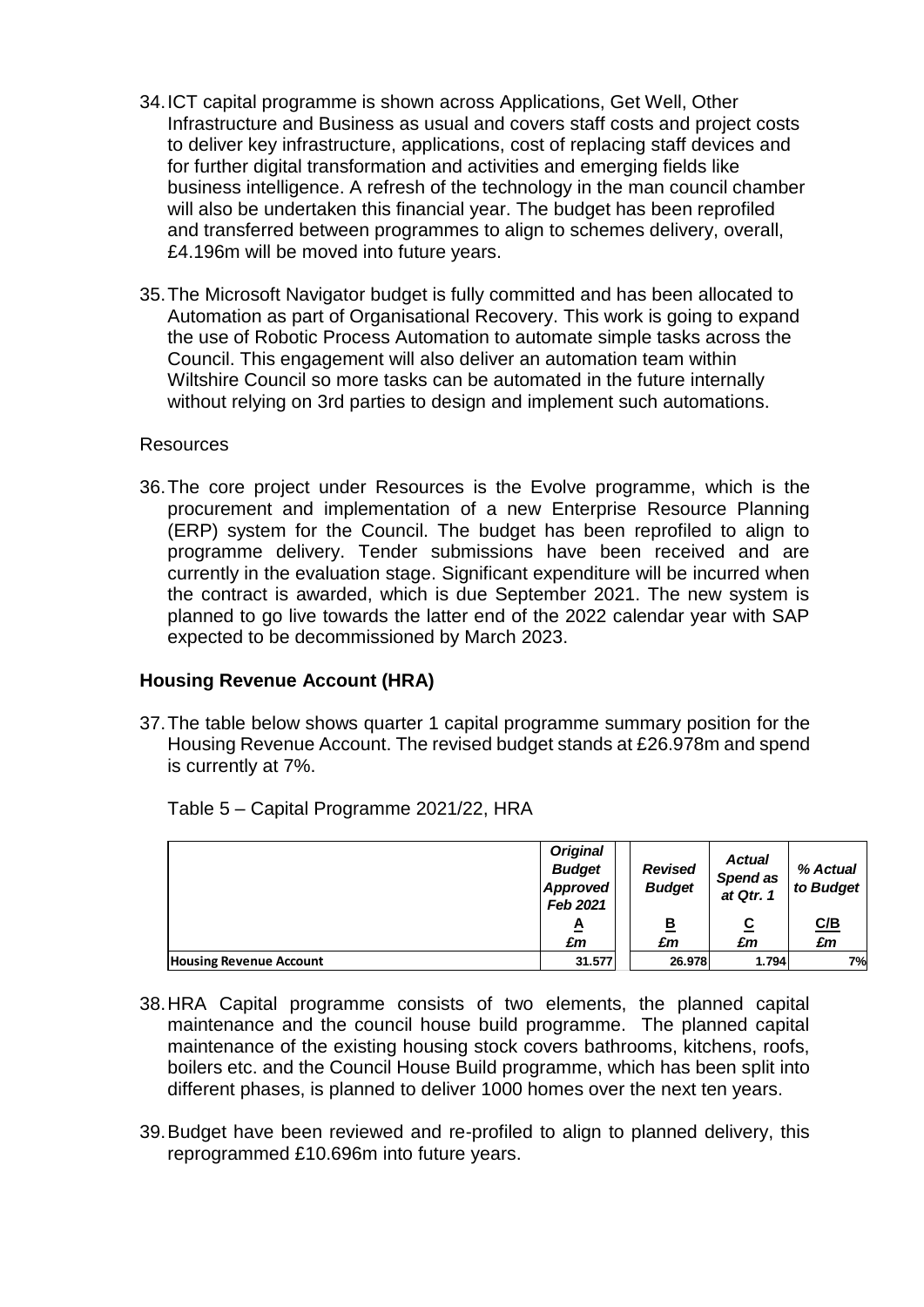34. ICT capital programme is shown across Applications, Get Well, Other Infrastructure and Business as usual and covers staff costs and project costs to deliver key infrastructure, applications, cost of replacing staff devices and for further digital transformation and activities and emerging fields like business intelligence. A refresh of the technology in the man council chamber will also be undertaken this financial year. The budget has been reprofiled and transferred between programmes to align to schemes delivery, overall, £4.196m will be moved into future years.

35. The Microsoft Navigator budget is fully committed and has been allocated to Automation as part of Organisational Recovery. This work is going to expand the use of Robotic Process Automation to automate simple tasks across the Council. This engagement will also deliver an automation team within Wiltshire Council so more tasks can be automated in the future internally without relying on 3rd parties to design and implement such automations.

Resources

36. The core project under Resources is the Evolve programme, which is the procurement and implementation of a new Enterprise Resource Planning (ERP) system for the Council. The budget has been reprofiled to align to programme delivery. Tender submissions have been received and are currently in the evaluation stage. Significant expenditure will be incurred when the contract is awarded, which is due September 2021. The new system is planned to go live towards the latter end of the 2022 calendar year with SAP expected to be decommissioned by March 2023.

**Housing Revenue Account (HRA)**

37. The table below shows quarter 1 capital programme summary position for the Housing Revenue Account. The revised budget stands at £26.978m and spend is currently at 7%.

Table 5 – Capital Programme 2021/22, HRA

| | *Original Budget Approved Feb 2021* | *Revised Budget* | *Actual Spend as at Qtr. 1* | *% Actual to Budget* |
|---|---|---|---|---|
| | A | B | C | C/B |
| | *£m* | *£m* | *£m* | *£m* |
| **Housing Revenue Account** | 31.577 | 26.978 | 1.794 | 7% |

38. HRA Capital programme consists of two elements, the planned capital maintenance and the council house build programme. The planned capital maintenance of the existing housing stock covers bathrooms, kitchens, roofs, boilers etc. and the Council House Build programme, which has been split into different phases, is planned to deliver 1000 homes over the next ten years.

39. Budget have been reviewed and re-profiled to align to planned delivery, this reprogrammed £10.696m into future years.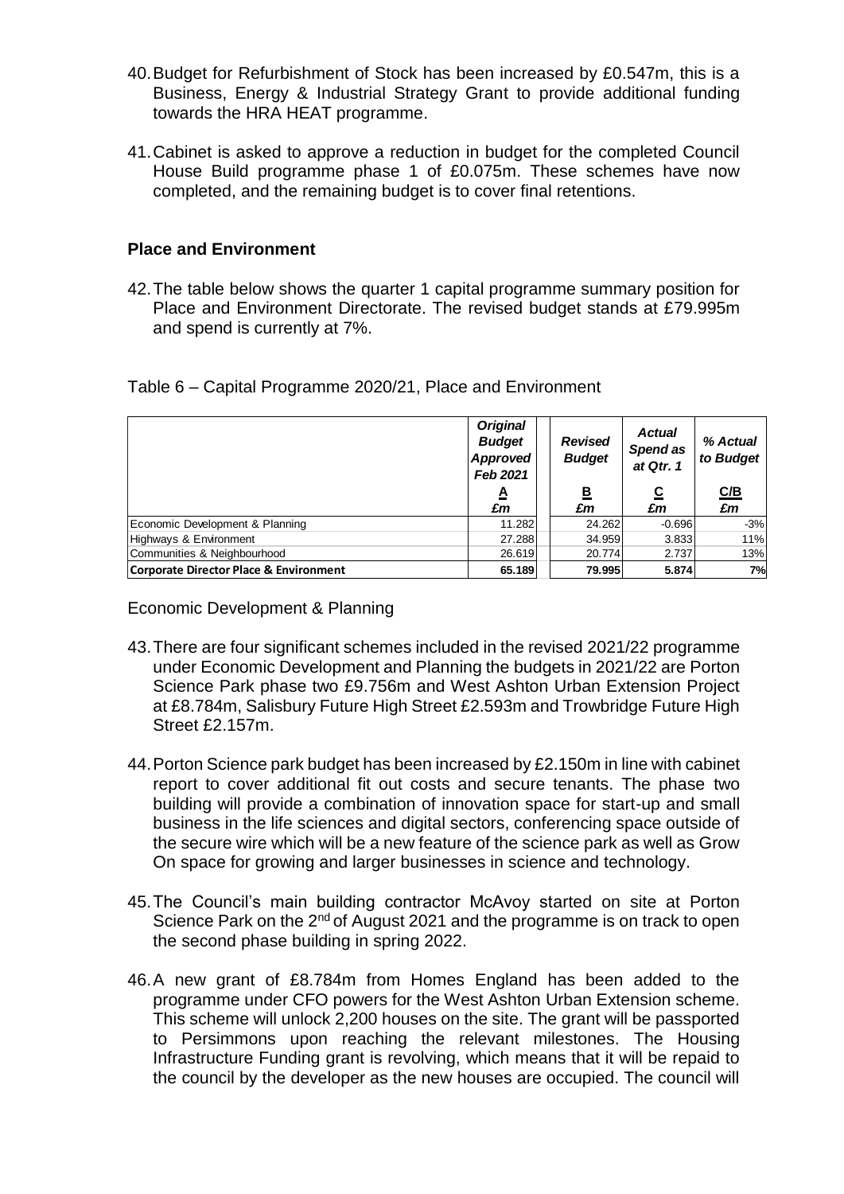40. Budget for Refurbishment of Stock has been increased by £0.547m, this is a Business, Energy & Industrial Strategy Grant to provide additional funding towards the HRA HEAT programme.

41. Cabinet is asked to approve a reduction in budget for the completed Council House Build programme phase 1 of £0.075m. These schemes have now completed, and the remaining budget is to cover final retentions.

## Place and Environment

42. The table below shows the quarter 1 capital programme summary position for Place and Environment Directorate. The revised budget stands at £79.995m and spend is currently at 7%.

Table 6 – Capital Programme 2020/21, Place and Environment

| | *Original Budget Approved Feb 2021* | *Revised Budget* | *Actual Spend as at Qtr. 1* | *% Actual to Budget* |
|---|---|---|---|---|
| | A<br>*£m* | B<br>*£m* | C<br>*£m* | C/B<br>*£m* |
| Economic Development & Planning | 11.282 | 24.262 | -0.696 | -3% |
| Highways & Environment | 27.288 | 34.959 | 3.833 | 11% |
| Communities & Neighbourhood | 26.619 | 20.774 | 2.737 | 13% |
| **Corporate Director Place & Environment** | **65.189** | **79.995** | **5.874** | **7%** |

Economic Development & Planning

43. There are four significant schemes included in the revised 2021/22 programme under Economic Development and Planning the budgets in 2021/22 are Porton Science Park phase two £9.756m and West Ashton Urban Extension Project at £8.784m, Salisbury Future High Street £2.593m and Trowbridge Future High Street £2.157m.

44. Porton Science park budget has been increased by £2.150m in line with cabinet report to cover additional fit out costs and secure tenants. The phase two building will provide a combination of innovation space for start-up and small business in the life sciences and digital sectors, conferencing space outside of the secure wire which will be a new feature of the science park as well as Grow On space for growing and larger businesses in science and technology.

45. The Council's main building contractor McAvoy started on site at Porton Science Park on the 2nd of August 2021 and the programme is on track to open the second phase building in spring 2022.

46. A new grant of £8.784m from Homes England has been added to the programme under CFO powers for the West Ashton Urban Extension scheme. This scheme will unlock 2,200 houses on the site. The grant will be passported to Persimmons upon reaching the relevant milestones. The Housing Infrastructure Funding grant is revolving, which means that it will be repaid to the council by the developer as the new houses are occupied. The council will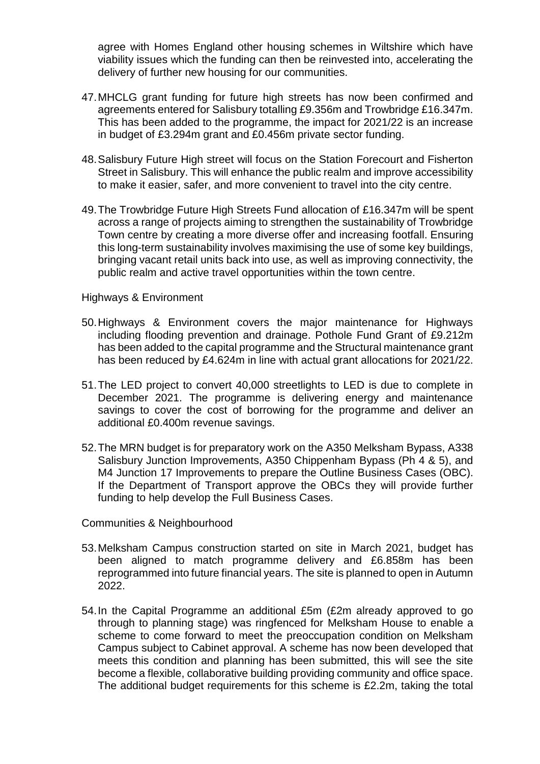agree with Homes England other housing schemes in Wiltshire which have viability issues which the funding can then be reinvested into, accelerating the delivery of further new housing for our communities.

47. MHCLG grant funding for future high streets has now been confirmed and agreements entered for Salisbury totalling £9.356m and Trowbridge £16.347m. This has been added to the programme, the impact for 2021/22 is an increase in budget of £3.294m grant and £0.456m private sector funding.

48. Salisbury Future High street will focus on the Station Forecourt and Fisherton Street in Salisbury. This will enhance the public realm and improve accessibility to make it easier, safer, and more convenient to travel into the city centre.

49. The Trowbridge Future High Streets Fund allocation of £16.347m will be spent across a range of projects aiming to strengthen the sustainability of Trowbridge Town centre by creating a more diverse offer and increasing footfall. Ensuring this long-term sustainability involves maximising the use of some key buildings, bringing vacant retail units back into use, as well as improving connectivity, the public realm and active travel opportunities within the town centre.

Highways & Environment

50. Highways & Environment covers the major maintenance for Highways including flooding prevention and drainage. Pothole Fund Grant of £9.212m has been added to the capital programme and the Structural maintenance grant has been reduced by £4.624m in line with actual grant allocations for 2021/22.

51. The LED project to convert 40,000 streetlights to LED is due to complete in December 2021. The programme is delivering energy and maintenance savings to cover the cost of borrowing for the programme and deliver an additional £0.400m revenue savings.

52. The MRN budget is for preparatory work on the A350 Melksham Bypass, A338 Salisbury Junction Improvements, A350 Chippenham Bypass (Ph 4 & 5), and M4 Junction 17 Improvements to prepare the Outline Business Cases (OBC). If the Department of Transport approve the OBCs they will provide further funding to help develop the Full Business Cases.

Communities & Neighbourhood

53. Melksham Campus construction started on site in March 2021, budget has been aligned to match programme delivery and £6.858m has been reprogrammed into future financial years. The site is planned to open in Autumn 2022.

54. In the Capital Programme an additional £5m (£2m already approved to go through to planning stage) was ringfenced for Melksham House to enable a scheme to come forward to meet the preoccupation condition on Melksham Campus subject to Cabinet approval. A scheme has now been developed that meets this condition and planning has been submitted, this will see the site become a flexible, collaborative building providing community and office space. The additional budget requirements for this scheme is £2.2m, taking the total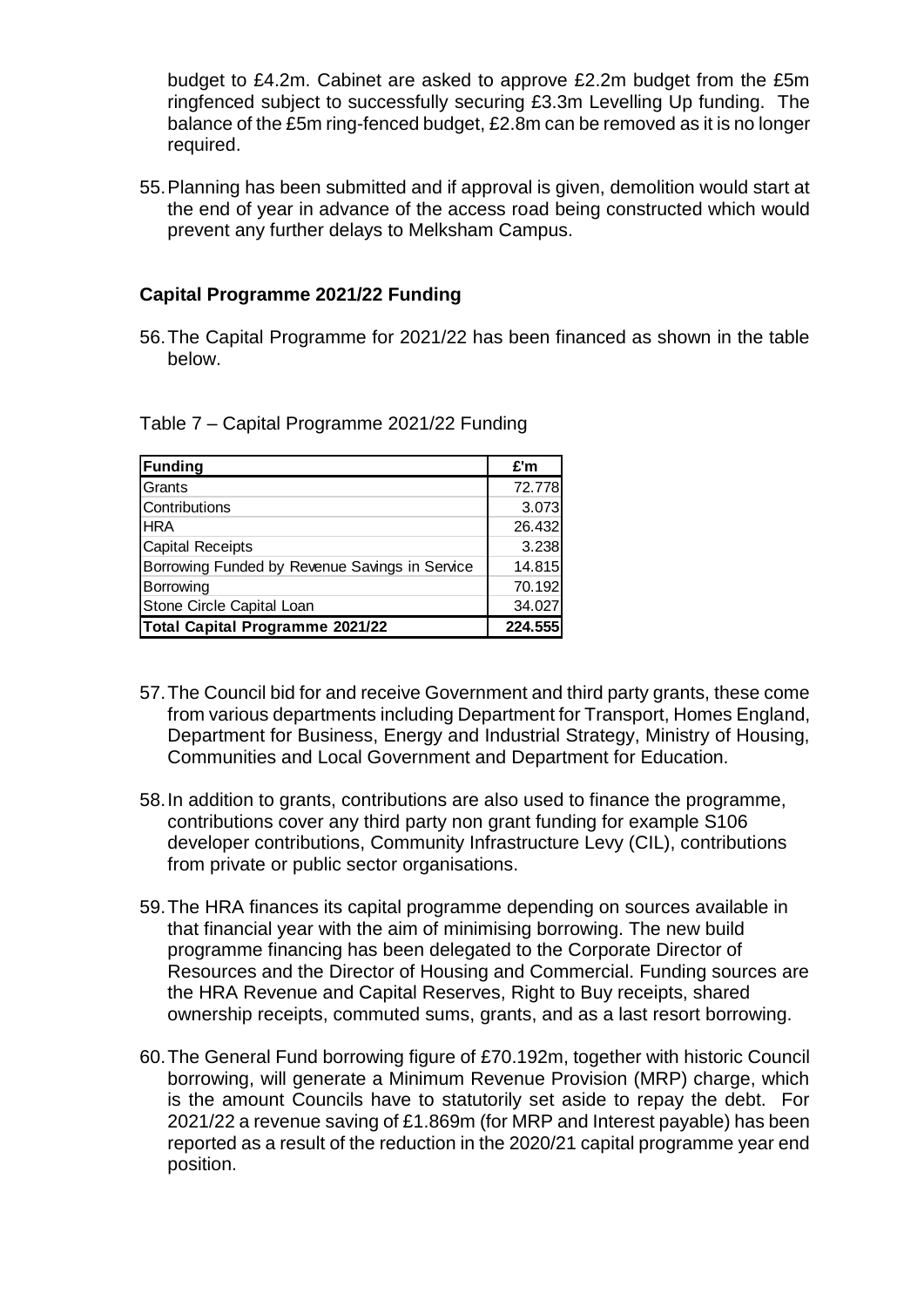budget to £4.2m. Cabinet are asked to approve £2.2m budget from the £5m ringfenced subject to successfully securing £3.3m Levelling Up funding. The balance of the £5m ring-fenced budget, £2.8m can be removed as it is no longer required.

55. Planning has been submitted and if approval is given, demolition would start at the end of year in advance of the access road being constructed which would prevent any further delays to Melksham Campus.

**Capital Programme 2021/22 Funding**

56. The Capital Programme for 2021/22 has been financed as shown in the table below.

Table 7 – Capital Programme 2021/22 Funding

| Funding | £'m |
|---|---|
| Grants | 72.778 |
| Contributions | 3.073 |
| HRA | 26.432 |
| Capital Receipts | 3.238 |
| Borrowing Funded by Revenue Savings in Service | 14.815 |
| Borrowing | 70.192 |
| Stone Circle Capital Loan | 34.027 |
| **Total Capital Programme 2021/22** | **224.555** |

57. The Council bid for and receive Government and third party grants, these come from various departments including Department for Transport, Homes England, Department for Business, Energy and Industrial Strategy, Ministry of Housing, Communities and Local Government and Department for Education.

58. In addition to grants, contributions are also used to finance the programme, contributions cover any third party non grant funding for example S106 developer contributions, Community Infrastructure Levy (CIL), contributions from private or public sector organisations.

59. The HRA finances its capital programme depending on sources available in that financial year with the aim of minimising borrowing. The new build programme financing has been delegated to the Corporate Director of Resources and the Director of Housing and Commercial. Funding sources are the HRA Revenue and Capital Reserves, Right to Buy receipts, shared ownership receipts, commuted sums, grants, and as a last resort borrowing.

60. The General Fund borrowing figure of £70.192m, together with historic Council borrowing, will generate a Minimum Revenue Provision (MRP) charge, which is the amount Councils have to statutorily set aside to repay the debt. For 2021/22 a revenue saving of £1.869m (for MRP and Interest payable) has been reported as a result of the reduction in the 2020/21 capital programme year end position.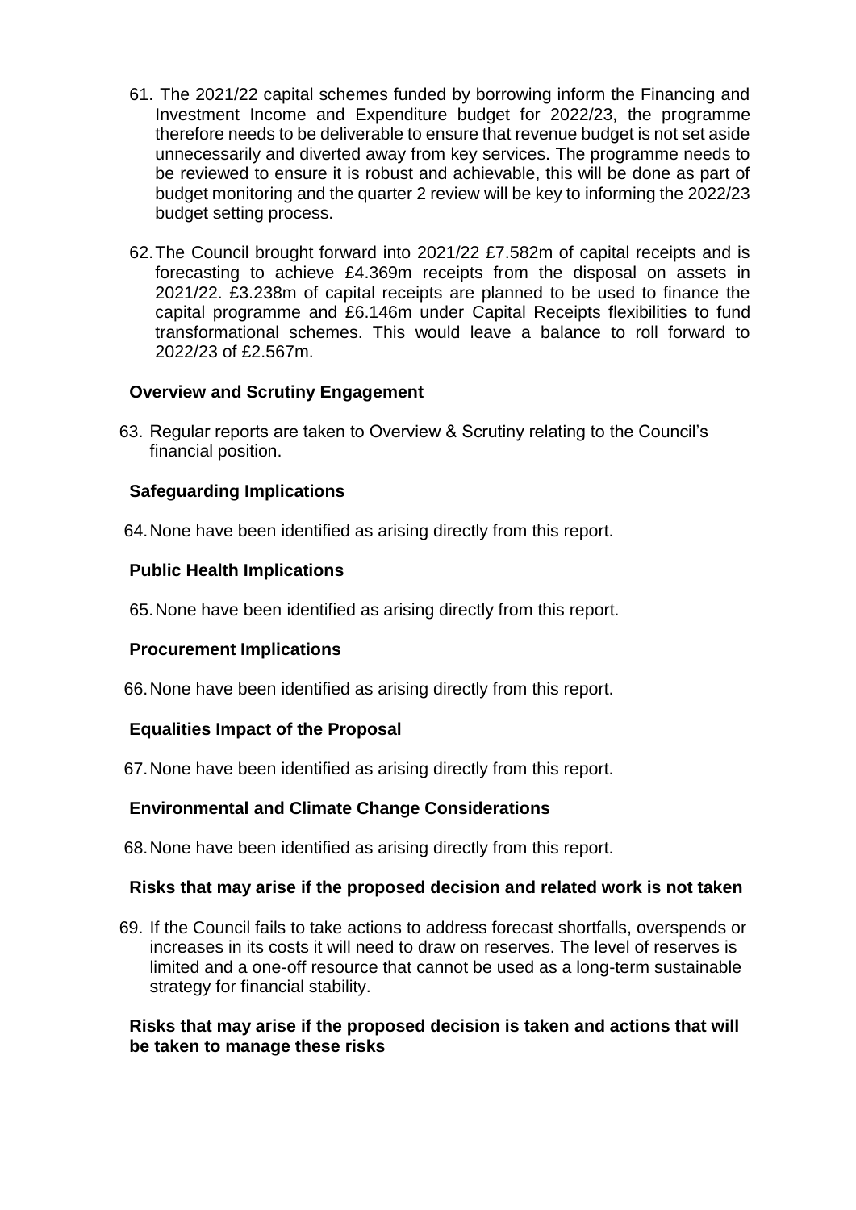61. The 2021/22 capital schemes funded by borrowing inform the Financing and Investment Income and Expenditure budget for 2022/23, the programme therefore needs to be deliverable to ensure that revenue budget is not set aside unnecessarily and diverted away from key services. The programme needs to be reviewed to ensure it is robust and achievable, this will be done as part of budget monitoring and the quarter 2 review will be key to informing the 2022/23 budget setting process.

62. The Council brought forward into 2021/22 £7.582m of capital receipts and is forecasting to achieve £4.369m receipts from the disposal on assets in 2021/22. £3.238m of capital receipts are planned to be used to finance the capital programme and £6.146m under Capital Receipts flexibilities to fund transformational schemes. This would leave a balance to roll forward to 2022/23 of £2.567m.

**Overview and Scrutiny Engagement**

63. Regular reports are taken to Overview & Scrutiny relating to the Council's financial position.

**Safeguarding Implications**

64. None have been identified as arising directly from this report.

**Public Health Implications**

65. None have been identified as arising directly from this report.

**Procurement Implications**

66. None have been identified as arising directly from this report.

**Equalities Impact of the Proposal**

67. None have been identified as arising directly from this report.

**Environmental and Climate Change Considerations**

68. None have been identified as arising directly from this report.

**Risks that may arise if the proposed decision and related work is not taken**

69. If the Council fails to take actions to address forecast shortfalls, overspends or increases in its costs it will need to draw on reserves. The level of reserves is limited and a one-off resource that cannot be used as a long-term sustainable strategy for financial stability.

**Risks that may arise if the proposed decision is taken and actions that will be taken to manage these risks**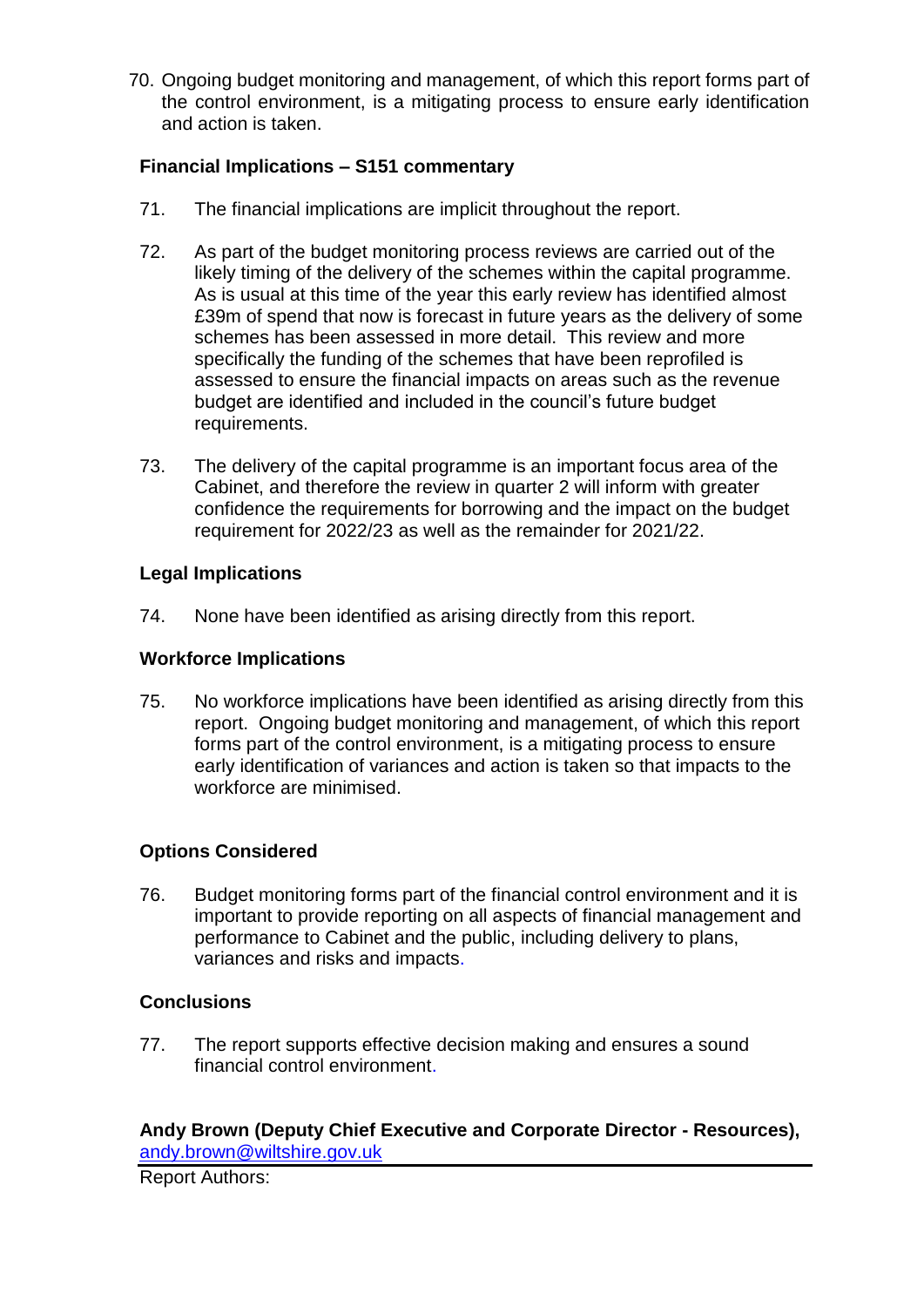70. Ongoing budget monitoring and management, of which this report forms part of the control environment, is a mitigating process to ensure early identification and action is taken.

**Financial Implications – S151 commentary**

71. The financial implications are implicit throughout the report.

72. As part of the budget monitoring process reviews are carried out of the likely timing of the delivery of the schemes within the capital programme. As is usual at this time of the year this early review has identified almost £39m of spend that now is forecast in future years as the delivery of some schemes has been assessed in more detail. This review and more specifically the funding of the schemes that have been reprofiled is assessed to ensure the financial impacts on areas such as the revenue budget are identified and included in the council's future budget requirements.

73. The delivery of the capital programme is an important focus area of the Cabinet, and therefore the review in quarter 2 will inform with greater confidence the requirements for borrowing and the impact on the budget requirement for 2022/23 as well as the remainder for 2021/22.

**Legal Implications**

74. None have been identified as arising directly from this report.

**Workforce Implications**

75. No workforce implications have been identified as arising directly from this report. Ongoing budget monitoring and management, of which this report forms part of the control environment, is a mitigating process to ensure early identification of variances and action is taken so that impacts to the workforce are minimised.

**Options Considered**

76. Budget monitoring forms part of the financial control environment and it is important to provide reporting on all aspects of financial management and performance to Cabinet and the public, including delivery to plans, variances and risks and impacts.

**Conclusions**

77. The report supports effective decision making and ensures a sound financial control environment.

**Andy Brown (Deputy Chief Executive and Corporate Director - Resources),**
andy.brown@wiltshire.gov.uk

Report Authors: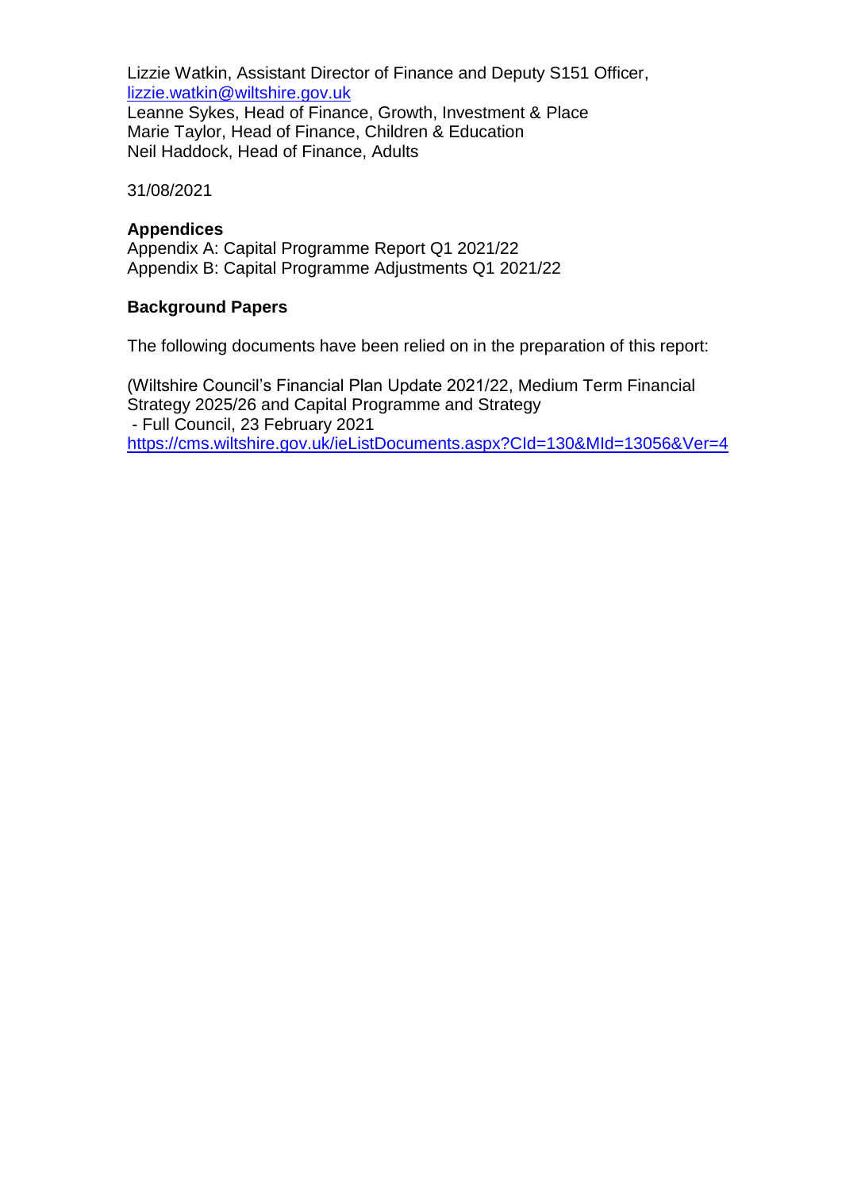Lizzie Watkin, Assistant Director of Finance and Deputy S151 Officer, lizzie.watkin@wiltshire.gov.uk
Leanne Sykes, Head of Finance, Growth, Investment & Place
Marie Taylor, Head of Finance, Children & Education
Neil Haddock, Head of Finance, Adults

31/08/2021

**Appendices**
Appendix A: Capital Programme Report Q1 2021/22
Appendix B: Capital Programme Adjustments Q1 2021/22

**Background Papers**

The following documents have been relied on in the preparation of this report:

(Wiltshire Council's Financial Plan Update 2021/22, Medium Term Financial Strategy 2025/26 and Capital Programme and Strategy
- Full Council, 23 February 2021
https://cms.wiltshire.gov.uk/ieListDocuments.aspx?CId=130&MId=13056&Ver=4